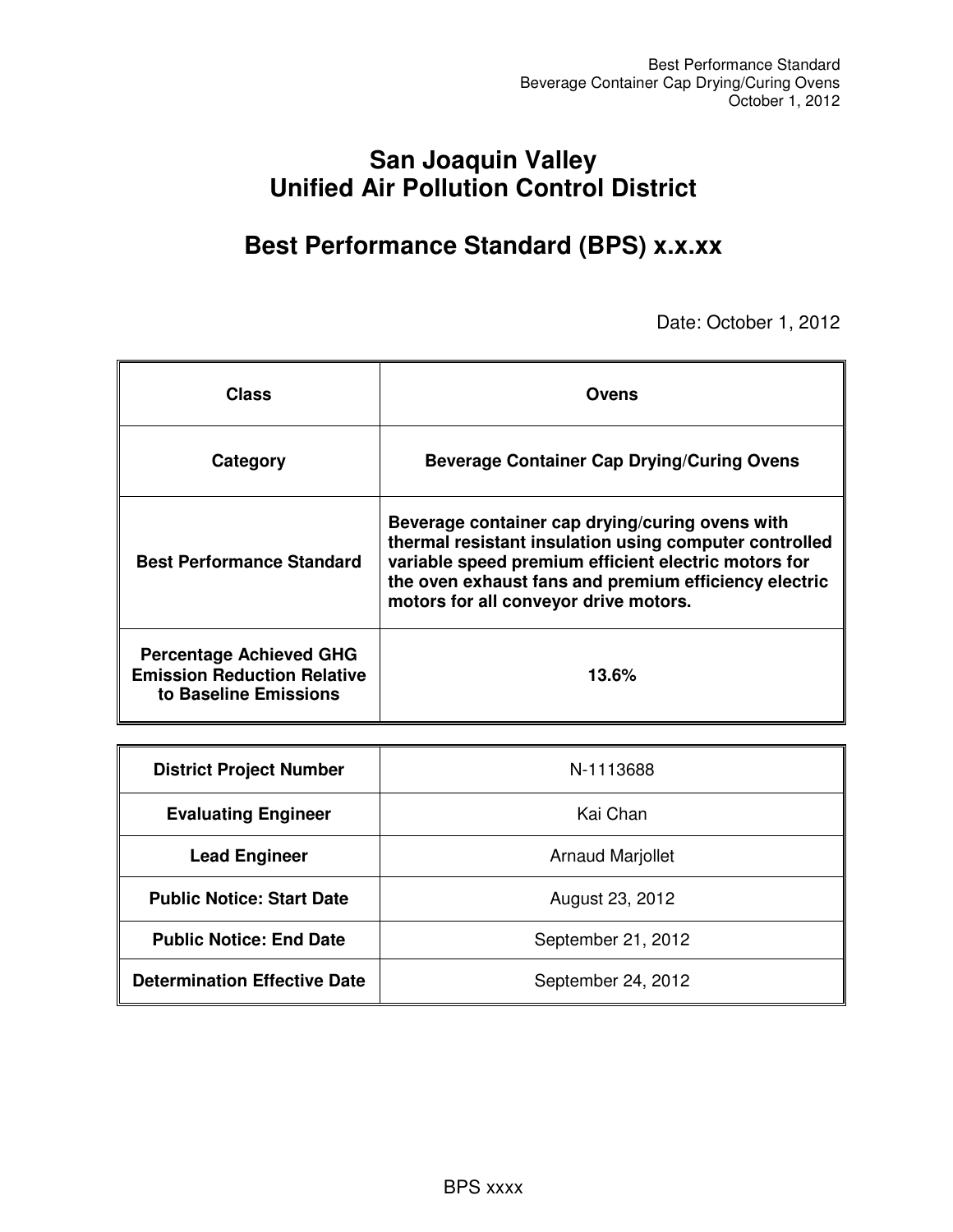# San Joaquin Valley Unified Air Pollution Control District

## Best Performance Standard (BPS) x.x.xx

Date: October 1, 2012

| Class | Ovens |
|---|---|
| **Category** | **Beverage Container Cap Drying/Curing Ovens** |
| **Best Performance Standard** | **Beverage container cap drying/curing ovens with thermal resistant insulation using computer controlled variable speed premium efficient electric motors for the oven exhaust fans and premium efficiency electric motors for all conveyor drive motors.** |
| **Percentage Achieved GHG Emission Reduction Relative to Baseline Emissions** | **13.6%** |

| District Project Number | N-1113688 |
|---|---|
| **Evaluating Engineer** | Kai Chan |
| **Lead Engineer** | Arnaud Marjollet |
| **Public Notice: Start Date** | August 23, 2012 |
| **Public Notice: End Date** | September 21, 2012 |
| **Determination Effective Date** | September 24, 2012 |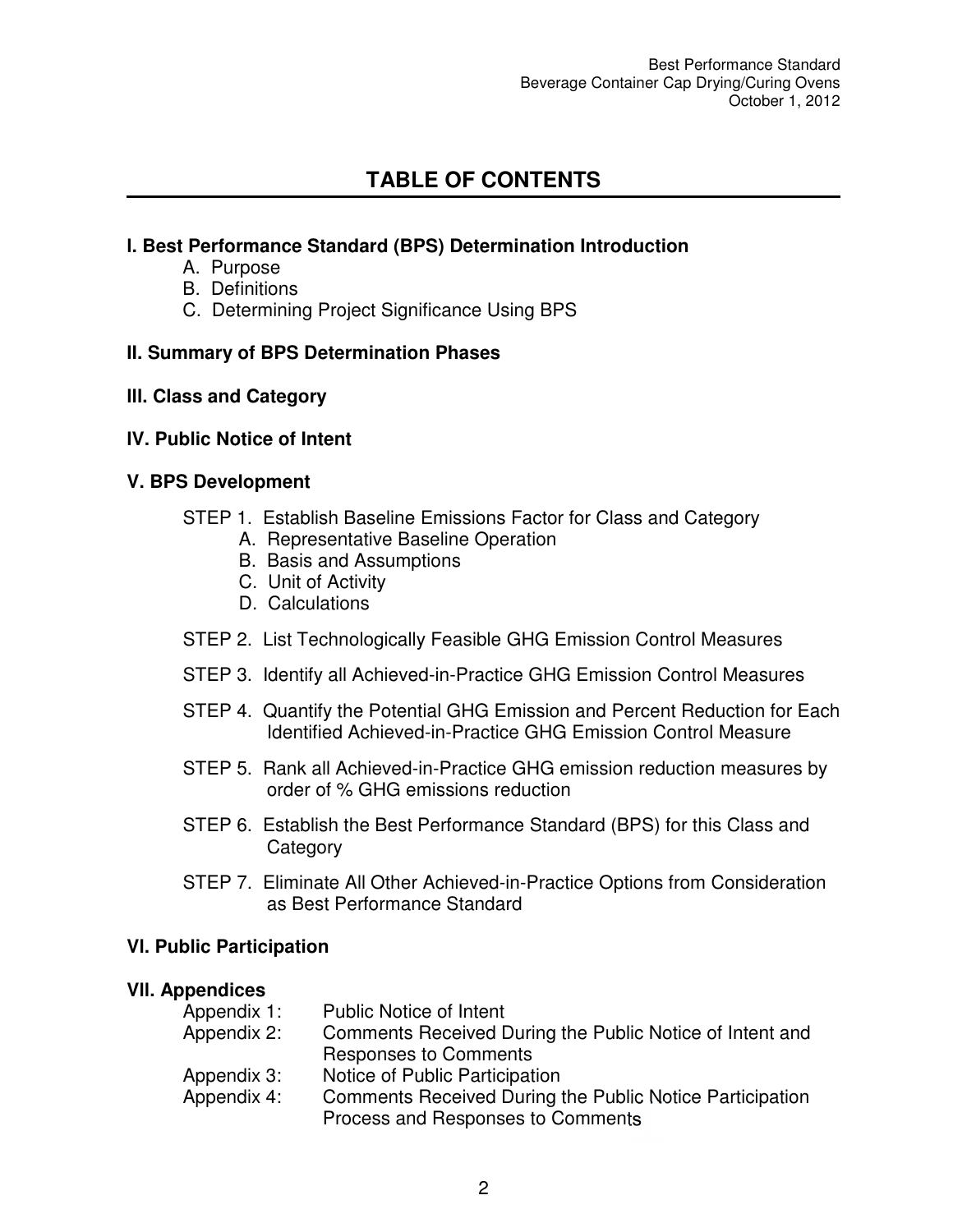# TABLE OF CONTENTS

**I. Best Performance Standard (BPS) Determination Introduction**

- A. Purpose
- B. Definitions
- C. Determining Project Significance Using BPS

**II. Summary of BPS Determination Phases**

**III. Class and Category**

**IV. Public Notice of Intent**

**V. BPS Development**

- STEP 1. Establish Baseline Emissions Factor for Class and Category
  - A. Representative Baseline Operation
  - B. Basis and Assumptions
  - C. Unit of Activity
  - D. Calculations
- STEP 2. List Technologically Feasible GHG Emission Control Measures
- STEP 3. Identify all Achieved-in-Practice GHG Emission Control Measures
- STEP 4. Quantify the Potential GHG Emission and Percent Reduction for Each Identified Achieved-in-Practice GHG Emission Control Measure
- STEP 5. Rank all Achieved-in-Practice GHG emission reduction measures by order of % GHG emissions reduction
- STEP 6. Establish the Best Performance Standard (BPS) for this Class and Category
- STEP 7. Eliminate All Other Achieved-in-Practice Options from Consideration as Best Performance Standard

**VI. Public Participation**

**VII. Appendices**

- Appendix 1: Public Notice of Intent
- Appendix 2: Comments Received During the Public Notice of Intent and Responses to Comments
- Appendix 3: Notice of Public Participation
- Appendix 4: Comments Received During the Public Notice Participation Process and Responses to Comments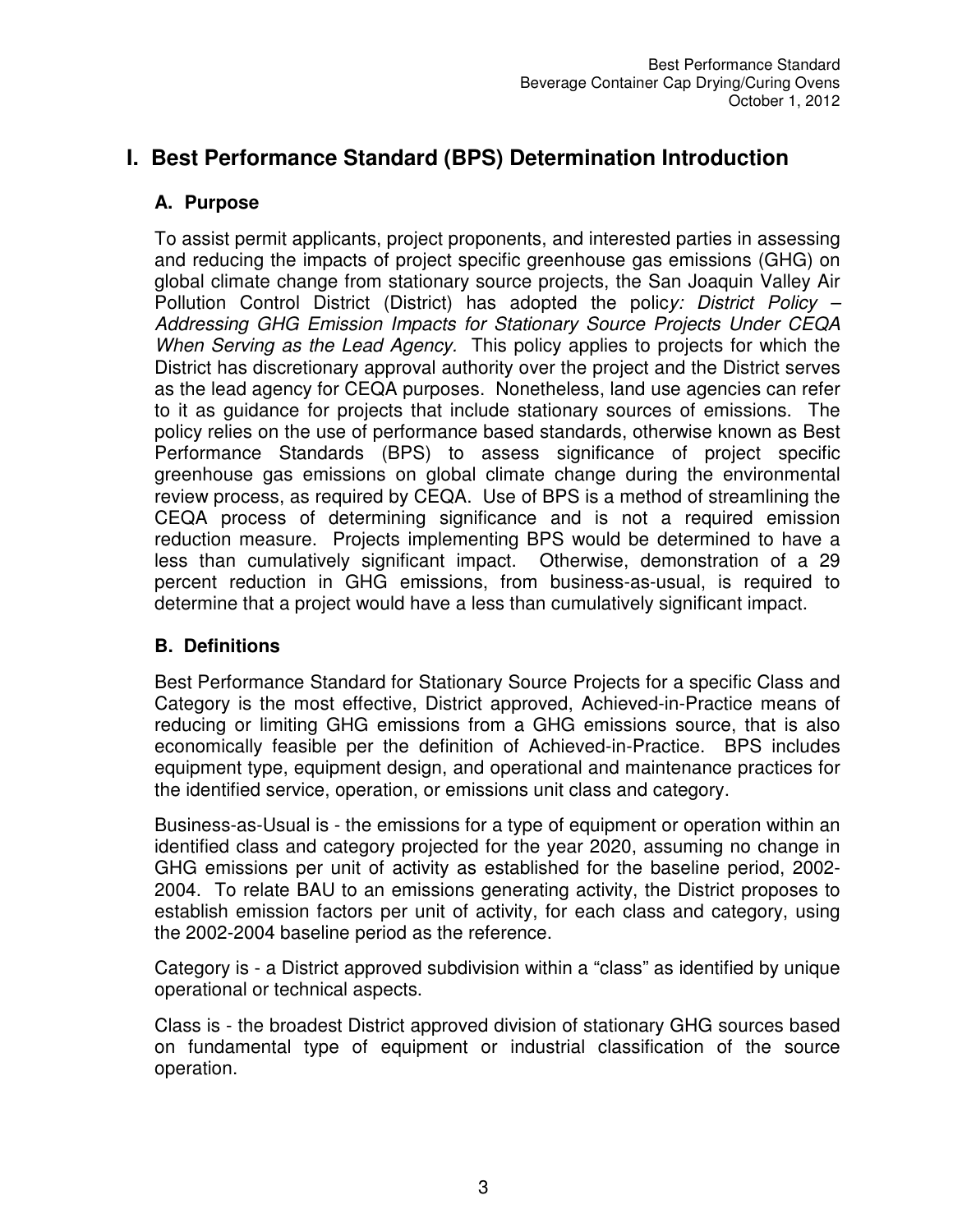# I. Best Performance Standard (BPS) Determination Introduction

## A. Purpose

To assist permit applicants, project proponents, and interested parties in assessing and reducing the impacts of project specific greenhouse gas emissions (GHG) on global climate change from stationary source projects, the San Joaquin Valley Air Pollution Control District (District) has adopted the polic*y: District Policy – Addressing GHG Emission Impacts for Stationary Source Projects Under CEQA When Serving as the Lead Agency.* This policy applies to projects for which the District has discretionary approval authority over the project and the District serves as the lead agency for CEQA purposes. Nonetheless, land use agencies can refer to it as guidance for projects that include stationary sources of emissions. The policy relies on the use of performance based standards, otherwise known as Best Performance Standards (BPS) to assess significance of project specific greenhouse gas emissions on global climate change during the environmental review process, as required by CEQA. Use of BPS is a method of streamlining the CEQA process of determining significance and is not a required emission reduction measure. Projects implementing BPS would be determined to have a less than cumulatively significant impact. Otherwise, demonstration of a 29 percent reduction in GHG emissions, from business-as-usual, is required to determine that a project would have a less than cumulatively significant impact.

## B. Definitions

Best Performance Standard for Stationary Source Projects for a specific Class and Category is the most effective, District approved, Achieved-in-Practice means of reducing or limiting GHG emissions from a GHG emissions source, that is also economically feasible per the definition of Achieved-in-Practice. BPS includes equipment type, equipment design, and operational and maintenance practices for the identified service, operation, or emissions unit class and category.

Business-as-Usual is - the emissions for a type of equipment or operation within an identified class and category projected for the year 2020, assuming no change in GHG emissions per unit of activity as established for the baseline period, 2002-2004. To relate BAU to an emissions generating activity, the District proposes to establish emission factors per unit of activity, for each class and category, using the 2002-2004 baseline period as the reference.

Category is - a District approved subdivision within a "class" as identified by unique operational or technical aspects.

Class is - the broadest District approved division of stationary GHG sources based on fundamental type of equipment or industrial classification of the source operation.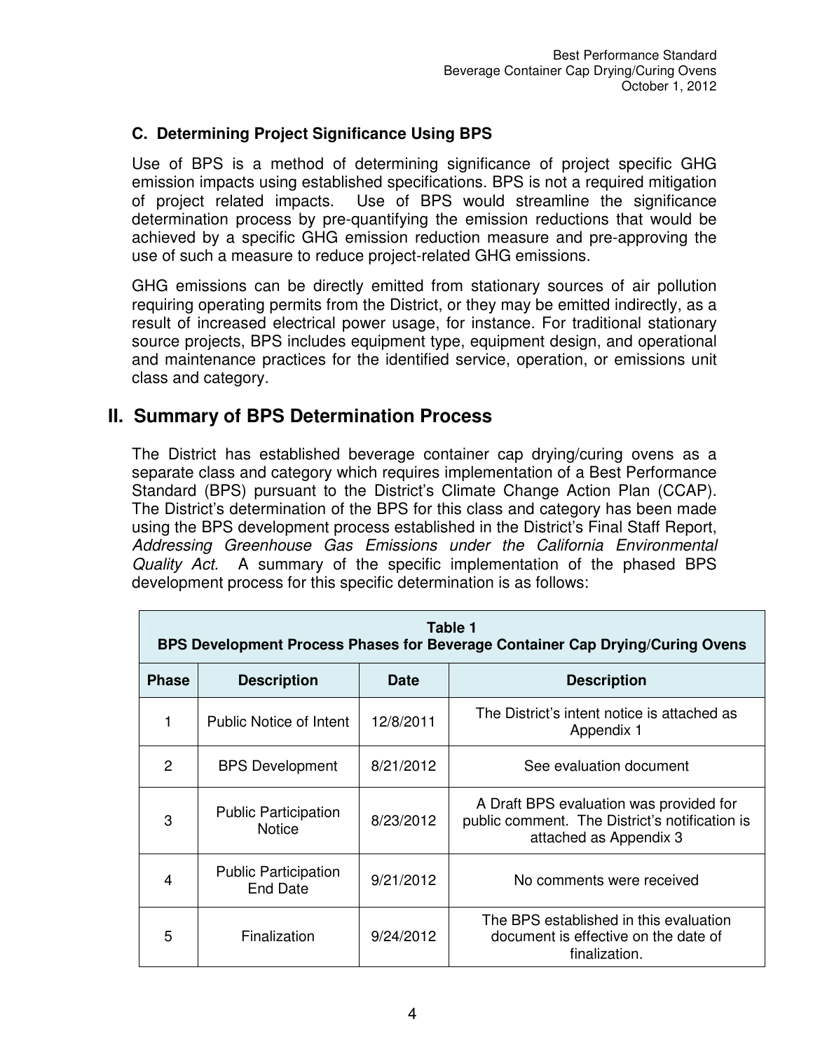### C. Determining Project Significance Using BPS

Use of BPS is a method of determining significance of project specific GHG emission impacts using established specifications. BPS is not a required mitigation of project related impacts. Use of BPS would streamline the significance determination process by pre-quantifying the emission reductions that would be achieved by a specific GHG emission reduction measure and pre-approving the use of such a measure to reduce project-related GHG emissions.

GHG emissions can be directly emitted from stationary sources of air pollution requiring operating permits from the District, or they may be emitted indirectly, as a result of increased electrical power usage, for instance. For traditional stationary source projects, BPS includes equipment type, equipment design, and operational and maintenance practices for the identified service, operation, or emissions unit class and category.

## II. Summary of BPS Determination Process

The District has established beverage container cap drying/curing ovens as a separate class and category which requires implementation of a Best Performance Standard (BPS) pursuant to the District's Climate Change Action Plan (CCAP). The District's determination of the BPS for this class and category has been made using the BPS development process established in the District's Final Staff Report, *Addressing Greenhouse Gas Emissions under the California Environmental Quality Act.* A summary of the specific implementation of the phased BPS development process for this specific determination is as follows:

**Table 1**
**BPS Development Process Phases for Beverage Container Cap Drying/Curing Ovens**

| Phase | Description | Date | Description |
|---|---|---|---|
| 1 | Public Notice of Intent | 12/8/2011 | The District's intent notice is attached as Appendix 1 |
| 2 | BPS Development | 8/21/2012 | See evaluation document |
| 3 | Public Participation Notice | 8/23/2012 | A Draft BPS evaluation was provided for public comment. The District's notification is attached as Appendix 3 |
| 4 | Public Participation End Date | 9/21/2012 | No comments were received |
| 5 | Finalization | 9/24/2012 | The BPS established in this evaluation document is effective on the date of finalization. |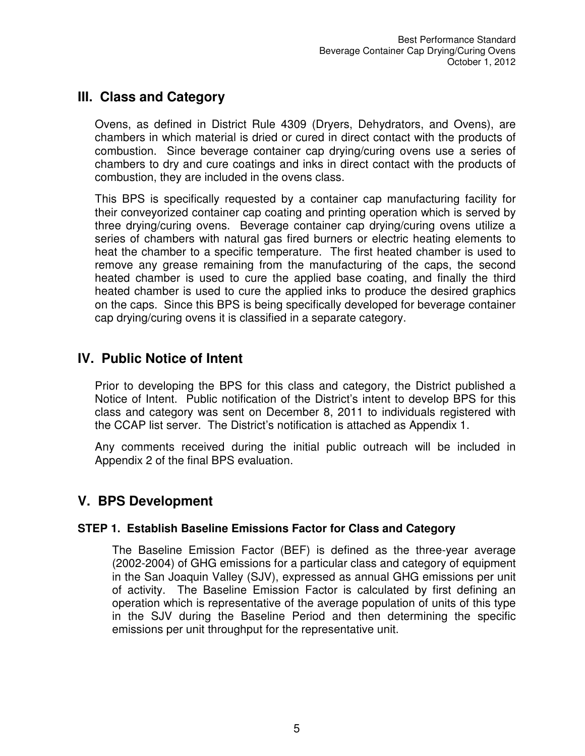## III. Class and Category

Ovens, as defined in District Rule 4309 (Dryers, Dehydrators, and Ovens), are chambers in which material is dried or cured in direct contact with the products of combustion. Since beverage container cap drying/curing ovens use a series of chambers to dry and cure coatings and inks in direct contact with the products of combustion, they are included in the ovens class.

This BPS is specifically requested by a container cap manufacturing facility for their conveyorized container cap coating and printing operation which is served by three drying/curing ovens. Beverage container cap drying/curing ovens utilize a series of chambers with natural gas fired burners or electric heating elements to heat the chamber to a specific temperature. The first heated chamber is used to remove any grease remaining from the manufacturing of the caps, the second heated chamber is used to cure the applied base coating, and finally the third heated chamber is used to cure the applied inks to produce the desired graphics on the caps. Since this BPS is being specifically developed for beverage container cap drying/curing ovens it is classified in a separate category.

## IV. Public Notice of Intent

Prior to developing the BPS for this class and category, the District published a Notice of Intent. Public notification of the District's intent to develop BPS for this class and category was sent on December 8, 2011 to individuals registered with the CCAP list server. The District's notification is attached as Appendix 1.

Any comments received during the initial public outreach will be included in Appendix 2 of the final BPS evaluation.

## V. BPS Development

### STEP 1. Establish Baseline Emissions Factor for Class and Category

The Baseline Emission Factor (BEF) is defined as the three-year average (2002-2004) of GHG emissions for a particular class and category of equipment in the San Joaquin Valley (SJV), expressed as annual GHG emissions per unit of activity. The Baseline Emission Factor is calculated by first defining an operation which is representative of the average population of units of this type in the SJV during the Baseline Period and then determining the specific emissions per unit throughput for the representative unit.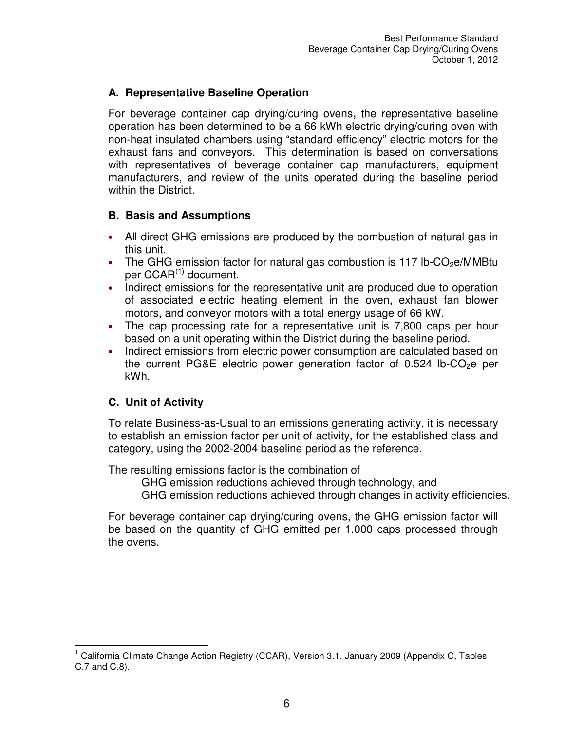## A. Representative Baseline Operation

For beverage container cap drying/curing ovens**,** the representative baseline operation has been determined to be a 66 kWh electric drying/curing oven with non-heat insulated chambers using "standard efficiency" electric motors for the exhaust fans and conveyors. This determination is based on conversations with representatives of beverage container cap manufacturers, equipment manufacturers, and review of the units operated during the baseline period within the District.

## B. Basis and Assumptions

- All direct GHG emissions are produced by the combustion of natural gas in this unit.
- The GHG emission factor for natural gas combustion is 117 lb-$CO_2$e/MMBtu per CCAR[(1)] document.
- Indirect emissions for the representative unit are produced due to operation of associated electric heating element in the oven, exhaust fan blower motors, and conveyor motors with a total energy usage of 66 kW.
- The cap processing rate for a representative unit is 7,800 caps per hour based on a unit operating within the District during the baseline period.
- Indirect emissions from electric power consumption are calculated based on the current PG&E electric power generation factor of 0.524 lb-$CO_2$e per kWh.

## C. Unit of Activity

To relate Business-as-Usual to an emissions generating activity, it is necessary to establish an emission factor per unit of activity, for the established class and category, using the 2002-2004 baseline period as the reference.

The resulting emissions factor is the combination of

GHG emission reductions achieved through technology, and
GHG emission reductions achieved through changes in activity efficiencies.

For beverage container cap drying/curing ovens, the GHG emission factor will be based on the quantity of GHG emitted per 1,000 caps processed through the ovens.

[1] California Climate Change Action Registry (CCAR), Version 3.1, January 2009 (Appendix C, Tables C.7 and C.8).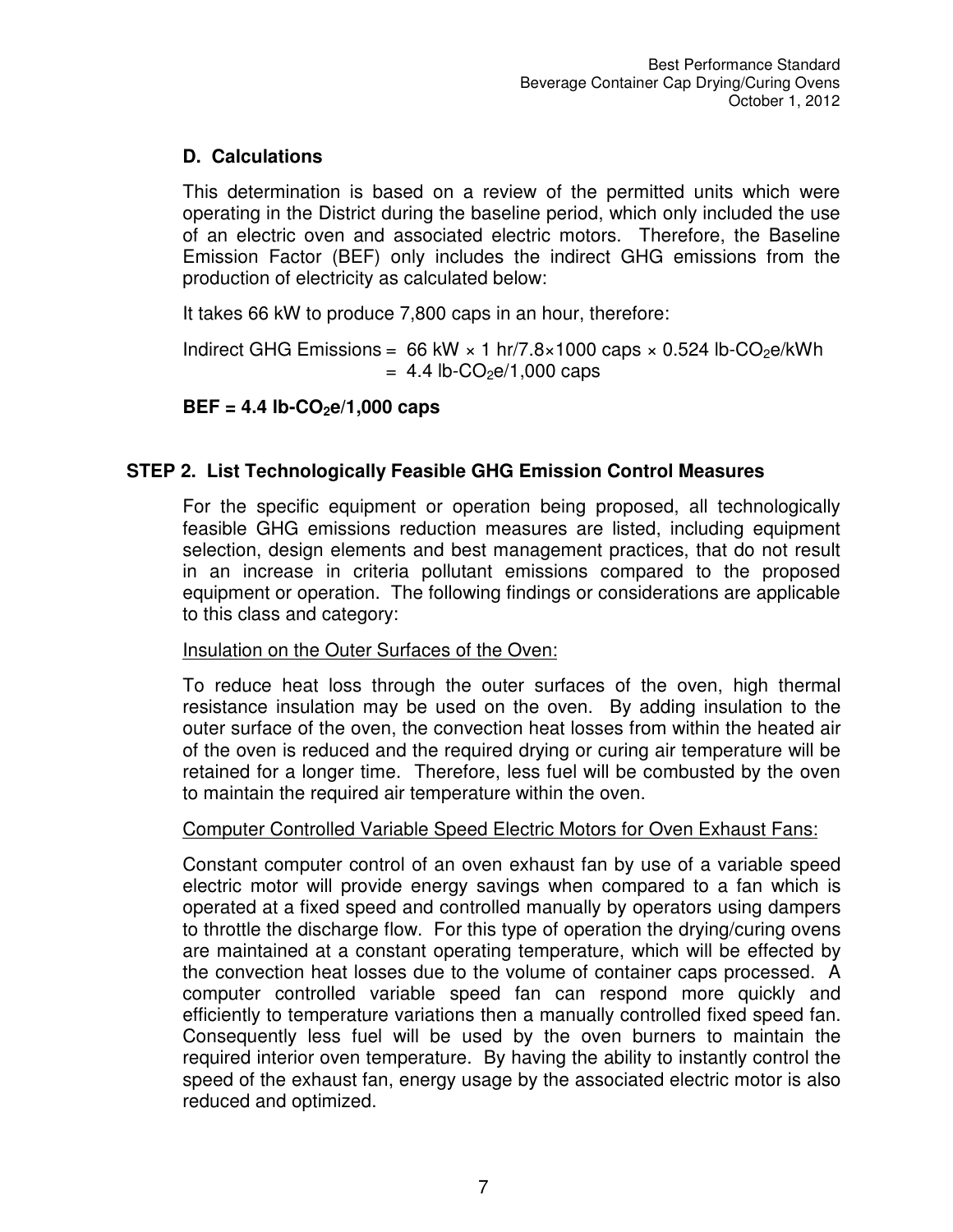### D. Calculations

This determination is based on a review of the permitted units which were operating in the District during the baseline period, which only included the use of an electric oven and associated electric motors. Therefore, the Baseline Emission Factor (BEF) only includes the indirect GHG emissions from the production of electricity as calculated below:

It takes 66 kW to produce 7,800 caps in an hour, therefore:

Indirect GHG Emissions = $66 \text{ kW} \times 1 \text{ hr}/7.8\times1000 \text{ caps} \times 0.524 \text{ lb-}CO_2\text{e/kWh}$
$= 4.4 \text{ lb-}CO_2\text{e/1,000 caps}$

**BEF = 4.4 lb-$CO_2$e/1,000 caps**

## STEP 2. List Technologically Feasible GHG Emission Control Measures

For the specific equipment or operation being proposed, all technologically feasible GHG emissions reduction measures are listed, including equipment selection, design elements and best management practices, that do not result in an increase in criteria pollutant emissions compared to the proposed equipment or operation. The following findings or considerations are applicable to this class and category:

<u>Insulation on the Outer Surfaces of the Oven:</u>

To reduce heat loss through the outer surfaces of the oven, high thermal resistance insulation may be used on the oven. By adding insulation to the outer surface of the oven, the convection heat losses from within the heated air of the oven is reduced and the required drying or curing air temperature will be retained for a longer time. Therefore, less fuel will be combusted by the oven to maintain the required air temperature within the oven.

<u>Computer Controlled Variable Speed Electric Motors for Oven Exhaust Fans:</u>

Constant computer control of an oven exhaust fan by use of a variable speed electric motor will provide energy savings when compared to a fan which is operated at a fixed speed and controlled manually by operators using dampers to throttle the discharge flow. For this type of operation the drying/curing ovens are maintained at a constant operating temperature, which will be effected by the convection heat losses due to the volume of container caps processed. A computer controlled variable speed fan can respond more quickly and efficiently to temperature variations then a manually controlled fixed speed fan. Consequently less fuel will be used by the oven burners to maintain the required interior oven temperature. By having the ability to instantly control the speed of the exhaust fan, energy usage by the associated electric motor is also reduced and optimized.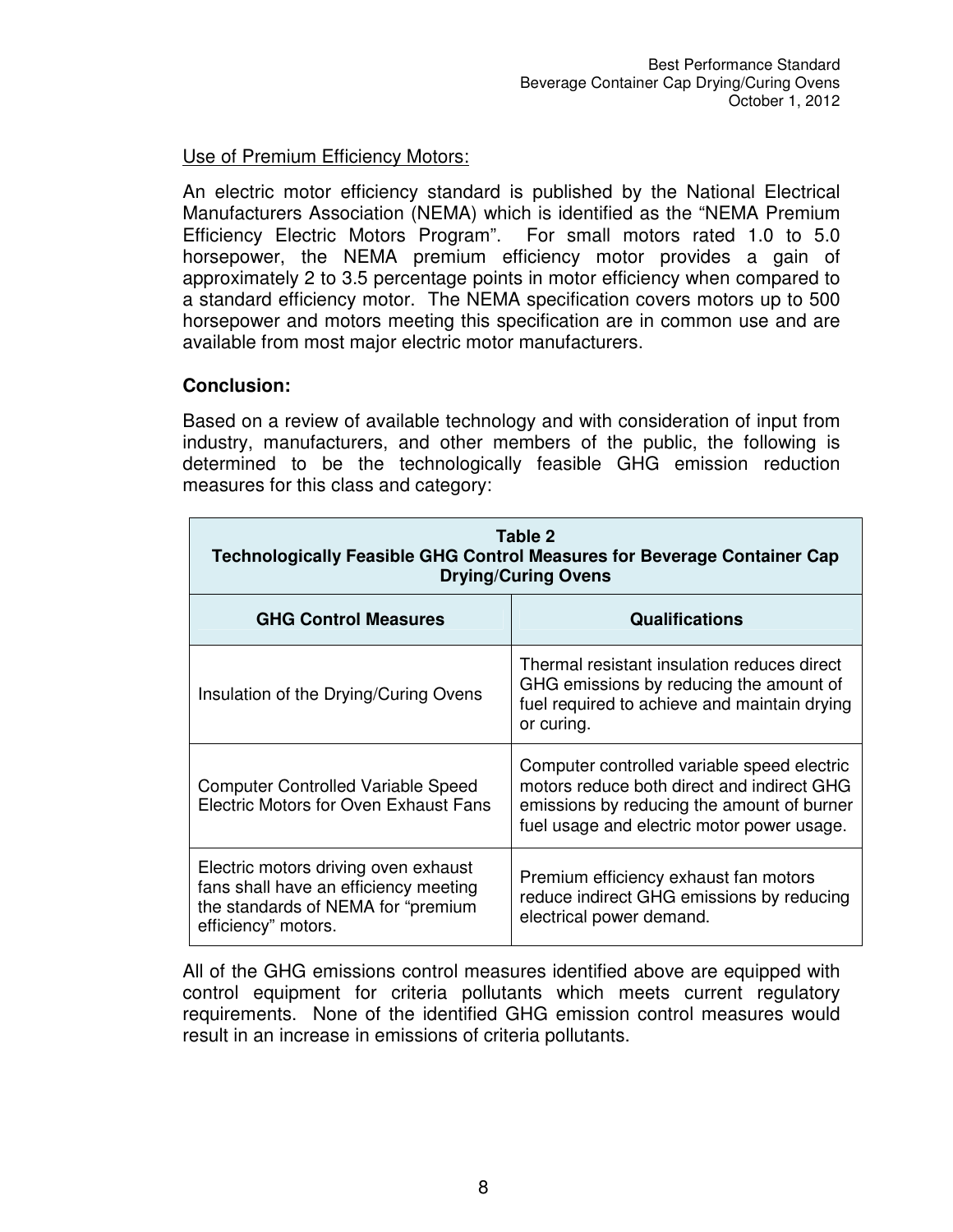Use of Premium Efficiency Motors:

An electric motor efficiency standard is published by the National Electrical Manufacturers Association (NEMA) which is identified as the "NEMA Premium Efficiency Electric Motors Program". For small motors rated 1.0 to 5.0 horsepower, the NEMA premium efficiency motor provides a gain of approximately 2 to 3.5 percentage points in motor efficiency when compared to a standard efficiency motor. The NEMA specification covers motors up to 500 horsepower and motors meeting this specification are in common use and are available from most major electric motor manufacturers.

**Conclusion:**

Based on a review of available technology and with consideration of input from industry, manufacturers, and other members of the public, the following is determined to be the technologically feasible GHG emission reduction measures for this class and category:

**Table 2**
**Technologically Feasible GHG Control Measures for Beverage Container Cap Drying/Curing Ovens**

| GHG Control Measures | Qualifications |
|---|---|
| Insulation of the Drying/Curing Ovens | Thermal resistant insulation reduces direct GHG emissions by reducing the amount of fuel required to achieve and maintain drying or curing. |
| Computer Controlled Variable Speed Electric Motors for Oven Exhaust Fans | Computer controlled variable speed electric motors reduce both direct and indirect GHG emissions by reducing the amount of burner fuel usage and electric motor power usage. |
| Electric motors driving oven exhaust fans shall have an efficiency meeting the standards of NEMA for "premium efficiency" motors. | Premium efficiency exhaust fan motors reduce indirect GHG emissions by reducing electrical power demand. |

All of the GHG emissions control measures identified above are equipped with control equipment for criteria pollutants which meets current regulatory requirements. None of the identified GHG emission control measures would result in an increase in emissions of criteria pollutants.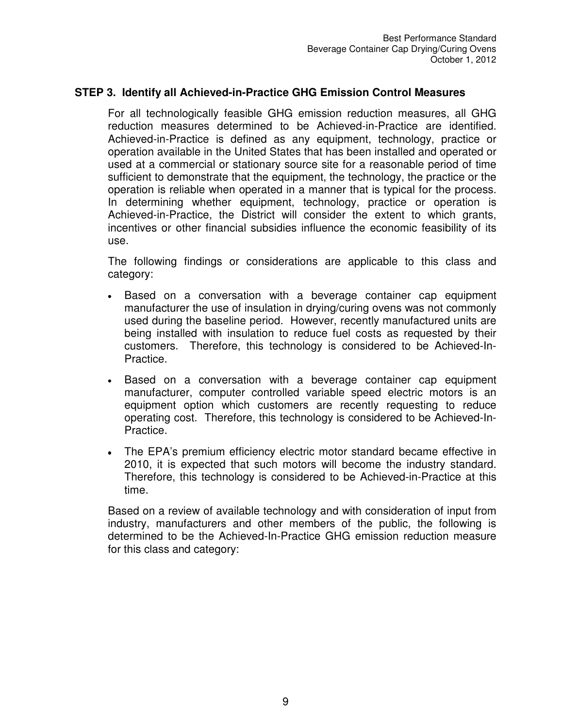### STEP 3. Identify all Achieved-in-Practice GHG Emission Control Measures

For all technologically feasible GHG emission reduction measures, all GHG reduction measures determined to be Achieved-in-Practice are identified. Achieved-in-Practice is defined as any equipment, technology, practice or operation available in the United States that has been installed and operated or used at a commercial or stationary source site for a reasonable period of time sufficient to demonstrate that the equipment, the technology, the practice or the operation is reliable when operated in a manner that is typical for the process. In determining whether equipment, technology, practice or operation is Achieved-in-Practice, the District will consider the extent to which grants, incentives or other financial subsidies influence the economic feasibility of its use.

The following findings or considerations are applicable to this class and category:

- Based on a conversation with a beverage container cap equipment manufacturer the use of insulation in drying/curing ovens was not commonly used during the baseline period. However, recently manufactured units are being installed with insulation to reduce fuel costs as requested by their customers. Therefore, this technology is considered to be Achieved-In-Practice.
- Based on a conversation with a beverage container cap equipment manufacturer, computer controlled variable speed electric motors is an equipment option which customers are recently requesting to reduce operating cost. Therefore, this technology is considered to be Achieved-In-Practice.
- The EPA's premium efficiency electric motor standard became effective in 2010, it is expected that such motors will become the industry standard. Therefore, this technology is considered to be Achieved-in-Practice at this time.

Based on a review of available technology and with consideration of input from industry, manufacturers and other members of the public, the following is determined to be the Achieved-In-Practice GHG emission reduction measure for this class and category: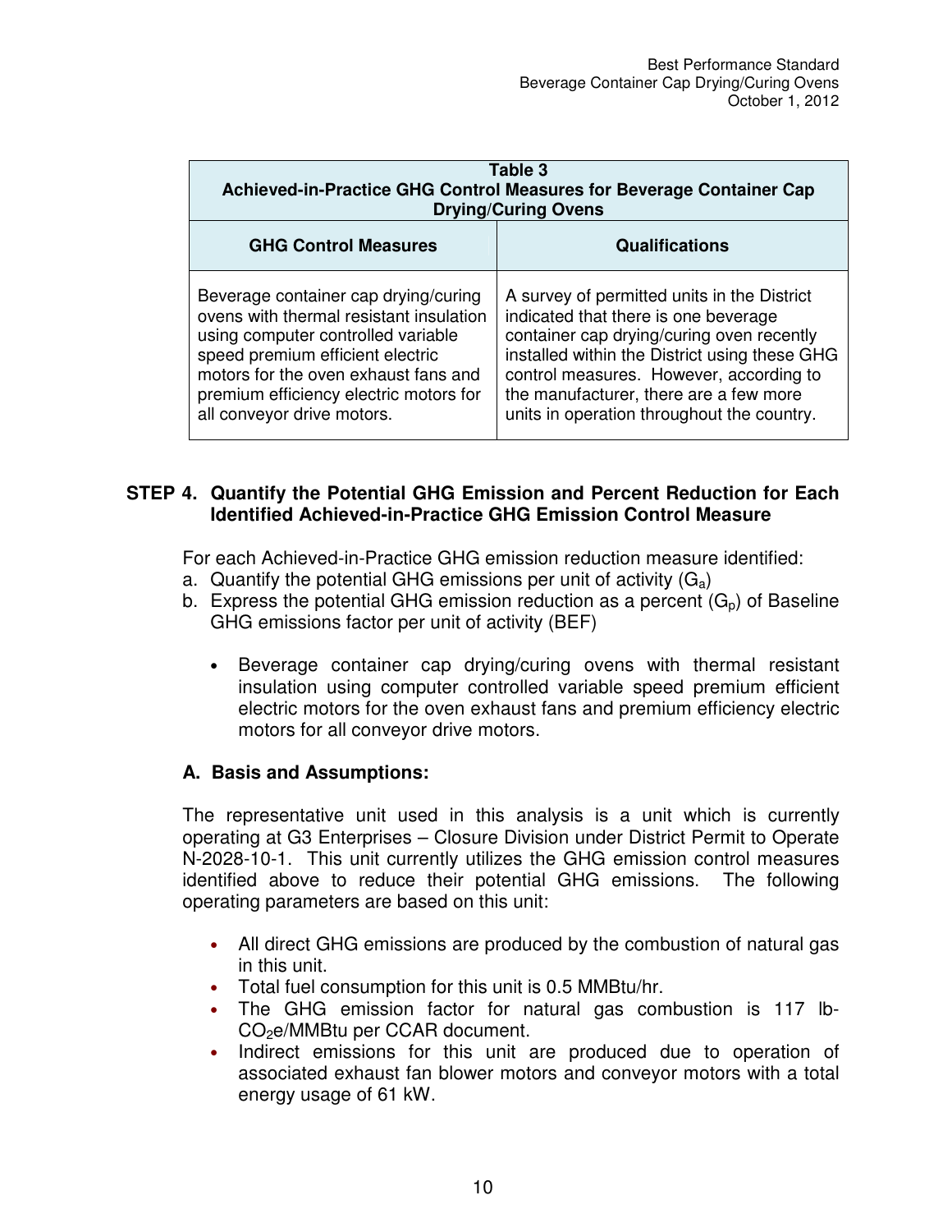**Table 3**
**Achieved-in-Practice GHG Control Measures for Beverage Container Cap Drying/Curing Ovens**

| GHG Control Measures | Qualifications |
|---|---|
| Beverage container cap drying/curing ovens with thermal resistant insulation using computer controlled variable speed premium efficient electric motors for the oven exhaust fans and premium efficiency electric motors for all conveyor drive motors. | A survey of permitted units in the District indicated that there is one beverage container cap drying/curing oven recently installed within the District using these GHG control measures. However, according to the manufacturer, there are a few more units in operation throughout the country. |

## STEP 4. Quantify the Potential GHG Emission and Percent Reduction for Each Identified Achieved-in-Practice GHG Emission Control Measure

For each Achieved-in-Practice GHG emission reduction measure identified:

a. Quantify the potential GHG emissions per unit of activity ($G_a$)
b. Express the potential GHG emission reduction as a percent ($G_p$) of Baseline GHG emissions factor per unit of activity (BEF)

- Beverage container cap drying/curing ovens with thermal resistant insulation using computer controlled variable speed premium efficient electric motors for the oven exhaust fans and premium efficiency electric motors for all conveyor drive motors.

### A. Basis and Assumptions:

The representative unit used in this analysis is a unit which is currently operating at G3 Enterprises – Closure Division under District Permit to Operate N-2028-10-1. This unit currently utilizes the GHG emission control measures identified above to reduce their potential GHG emissions. The following operating parameters are based on this unit:

- All direct GHG emissions are produced by the combustion of natural gas in this unit.
- Total fuel consumption for this unit is 0.5 MMBtu/hr.
- The GHG emission factor for natural gas combustion is 117 lb-$CO_2$e/MMBtu per CCAR document.
- Indirect emissions for this unit are produced due to operation of associated exhaust fan blower motors and conveyor motors with a total energy usage of 61 kW.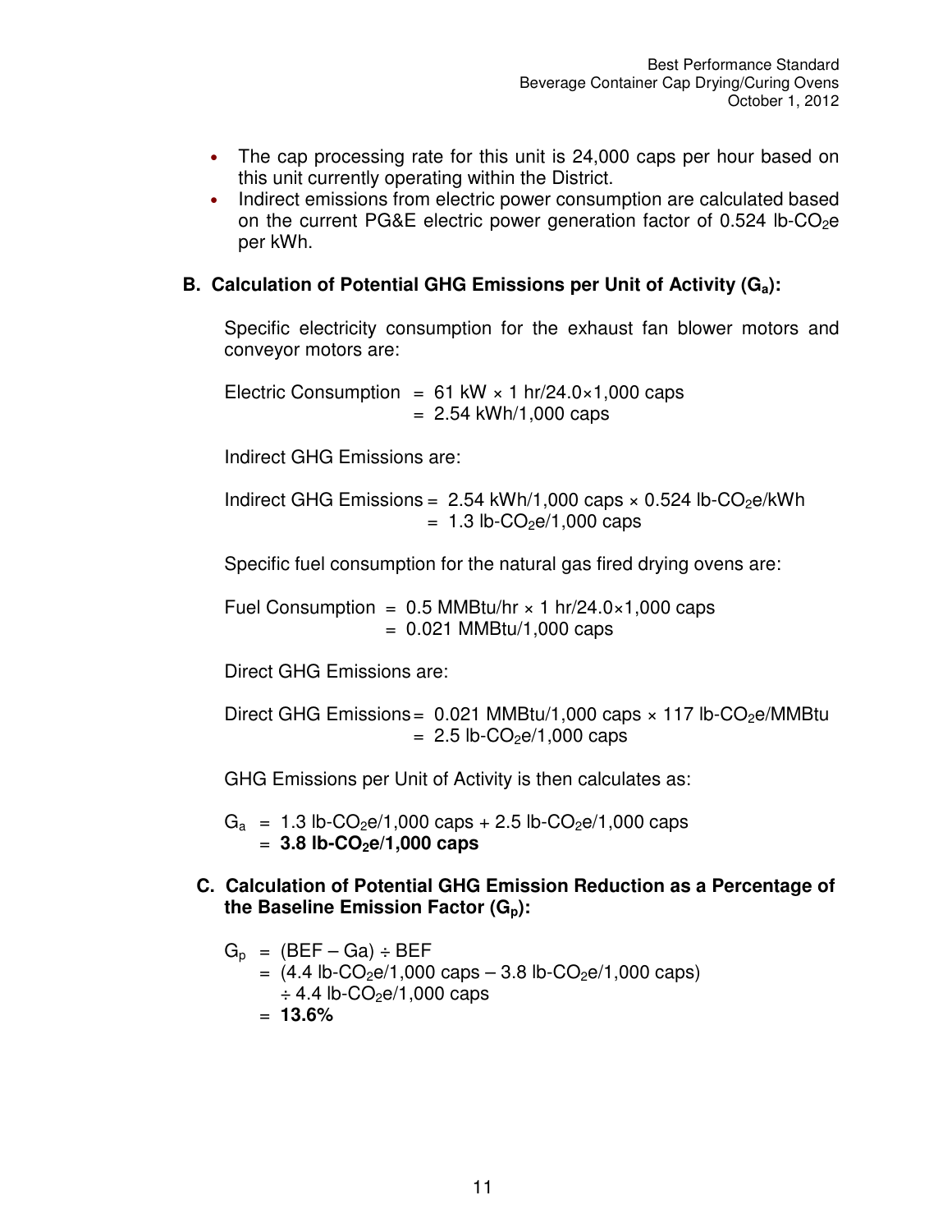- The cap processing rate for this unit is 24,000 caps per hour based on this unit currently operating within the District.
- Indirect emissions from electric power consumption are calculated based on the current PG&E electric power generation factor of 0.524 lb-$CO_2$e per kWh.

## B. Calculation of Potential GHG Emissions per Unit of Activity ($G_a$):

Specific electricity consumption for the exhaust fan blower motors and conveyor motors are:

$$\text{Electric Consumption} = 61 \text{ kW} \times 1 \text{ hr}/24.0{\times}1{,}000 \text{ caps}$$
$$= 2.54 \text{ kWh}/1{,}000 \text{ caps}$$

Indirect GHG Emissions are:

$$\text{Indirect GHG Emissions} = 2.54 \text{ kWh}/1{,}000 \text{ caps} \times 0.524 \text{ lb-}CO_2\text{e/kWh}$$
$$= 1.3 \text{ lb-}CO_2\text{e}/1{,}000 \text{ caps}$$

Specific fuel consumption for the natural gas fired drying ovens are:

$$\text{Fuel Consumption} = 0.5 \text{ MMBtu/hr} \times 1 \text{ hr}/24.0{\times}1{,}000 \text{ caps}$$
$$= 0.021 \text{ MMBtu}/1{,}000 \text{ caps}$$

Direct GHG Emissions are:

$$\text{Direct GHG Emissions} = 0.021 \text{ MMBtu}/1{,}000 \text{ caps} \times 117 \text{ lb-}CO_2\text{e/MMBtu}$$
$$= 2.5 \text{ lb-}CO_2\text{e}/1{,}000 \text{ caps}$$

GHG Emissions per Unit of Activity is then calculates as:

$$G_a = 1.3 \text{ lb-}CO_2\text{e}/1{,}000 \text{ caps} + 2.5 \text{ lb-}CO_2\text{e}/1{,}000 \text{ caps}$$
$$= \mathbf{3.8 \text{ lb-}CO_2\text{e}/1{,}000 \text{ caps}}$$

## C. Calculation of Potential GHG Emission Reduction as a Percentage of the Baseline Emission Factor ($G_p$):

$$G_p = (\text{BEF} - \text{Ga}) \div \text{BEF}$$
$$= (4.4 \text{ lb-}CO_2\text{e}/1{,}000 \text{ caps} - 3.8 \text{ lb-}CO_2\text{e}/1{,}000 \text{ caps}) \div 4.4 \text{ lb-}CO_2\text{e}/1{,}000 \text{ caps}$$
$$= \mathbf{13.6\%}$$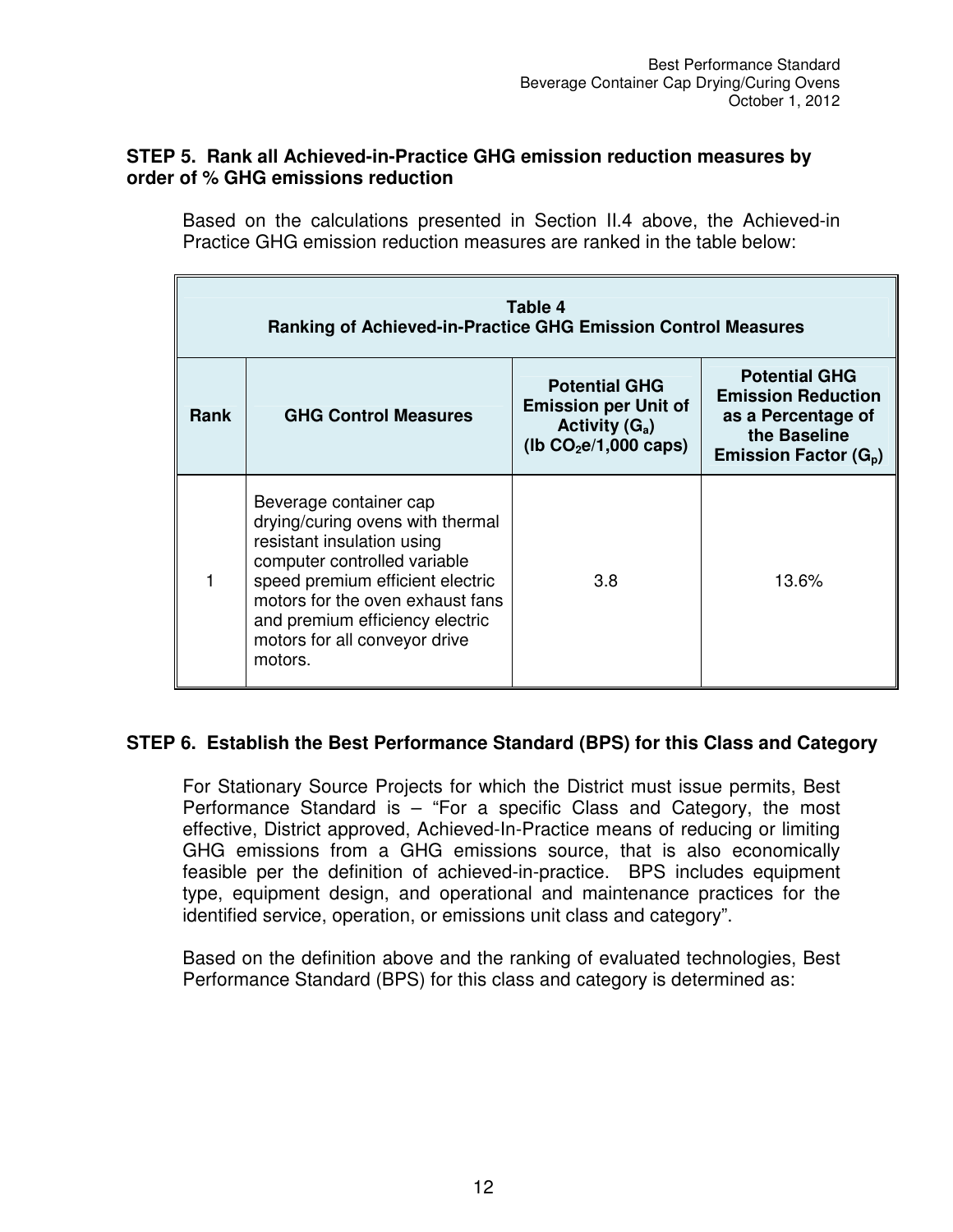### STEP 5. Rank all Achieved-in-Practice GHG emission reduction measures by order of % GHG emissions reduction

Based on the calculations presented in Section II.4 above, the Achieved-in Practice GHG emission reduction measures are ranked in the table below:

| Table 4<br>Ranking of Achieved-in-Practice GHG Emission Control Measures | | | |
|---|---|---|---|
| **Rank** | **GHG Control Measures** | **Potential GHG Emission per Unit of Activity ($G_a$) (lb $CO_2e$/1,000 caps)** | **Potential GHG Emission Reduction as a Percentage of the Baseline Emission Factor ($G_p$)** |
| 1 | Beverage container cap drying/curing ovens with thermal resistant insulation using computer controlled variable speed premium efficient electric motors for the oven exhaust fans and premium efficiency electric motors for all conveyor drive motors. | 3.8 | 13.6% |

### STEP 6. Establish the Best Performance Standard (BPS) for this Class and Category

For Stationary Source Projects for which the District must issue permits, Best Performance Standard is – "For a specific Class and Category, the most effective, District approved, Achieved-In-Practice means of reducing or limiting GHG emissions from a GHG emissions source, that is also economically feasible per the definition of achieved-in-practice. BPS includes equipment type, equipment design, and operational and maintenance practices for the identified service, operation, or emissions unit class and category".

Based on the definition above and the ranking of evaluated technologies, Best Performance Standard (BPS) for this class and category is determined as: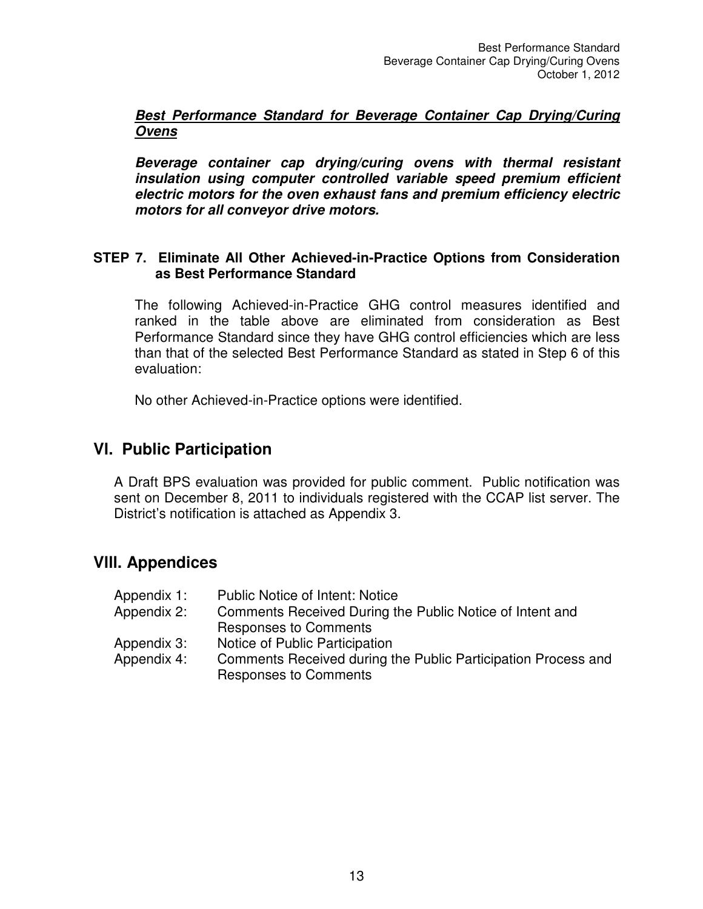***<u>Best Performance Standard for Beverage Container Cap Drying/Curing Ovens</u>***

***Beverage container cap drying/curing ovens with thermal resistant insulation using computer controlled variable speed premium efficient electric motors for the oven exhaust fans and premium efficiency electric motors for all conveyor drive motors.***

### STEP 7. Eliminate All Other Achieved-in-Practice Options from Consideration as Best Performance Standard

The following Achieved-in-Practice GHG control measures identified and ranked in the table above are eliminated from consideration as Best Performance Standard since they have GHG control efficiencies which are less than that of the selected Best Performance Standard as stated in Step 6 of this evaluation:

No other Achieved-in-Practice options were identified.

## VI. Public Participation

A Draft BPS evaluation was provided for public comment. Public notification was sent on December 8, 2011 to individuals registered with the CCAP list server. The District's notification is attached as Appendix 3.

## VIII. Appendices

- Appendix 1: Public Notice of Intent: Notice
- Appendix 2: Comments Received During the Public Notice of Intent and Responses to Comments
- Appendix 3: Notice of Public Participation
- Appendix 4: Comments Received during the Public Participation Process and Responses to Comments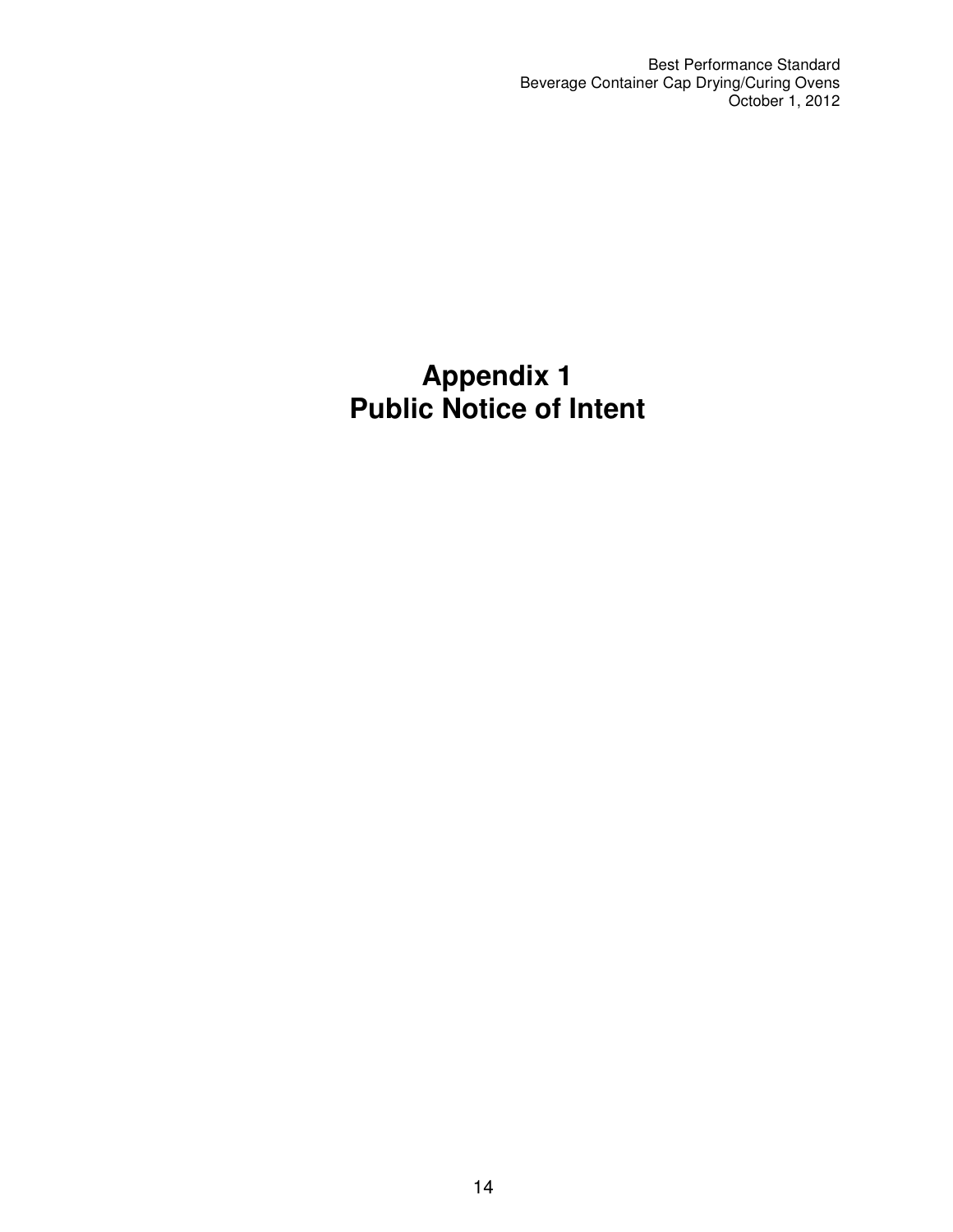# Appendix 1
# Public Notice of Intent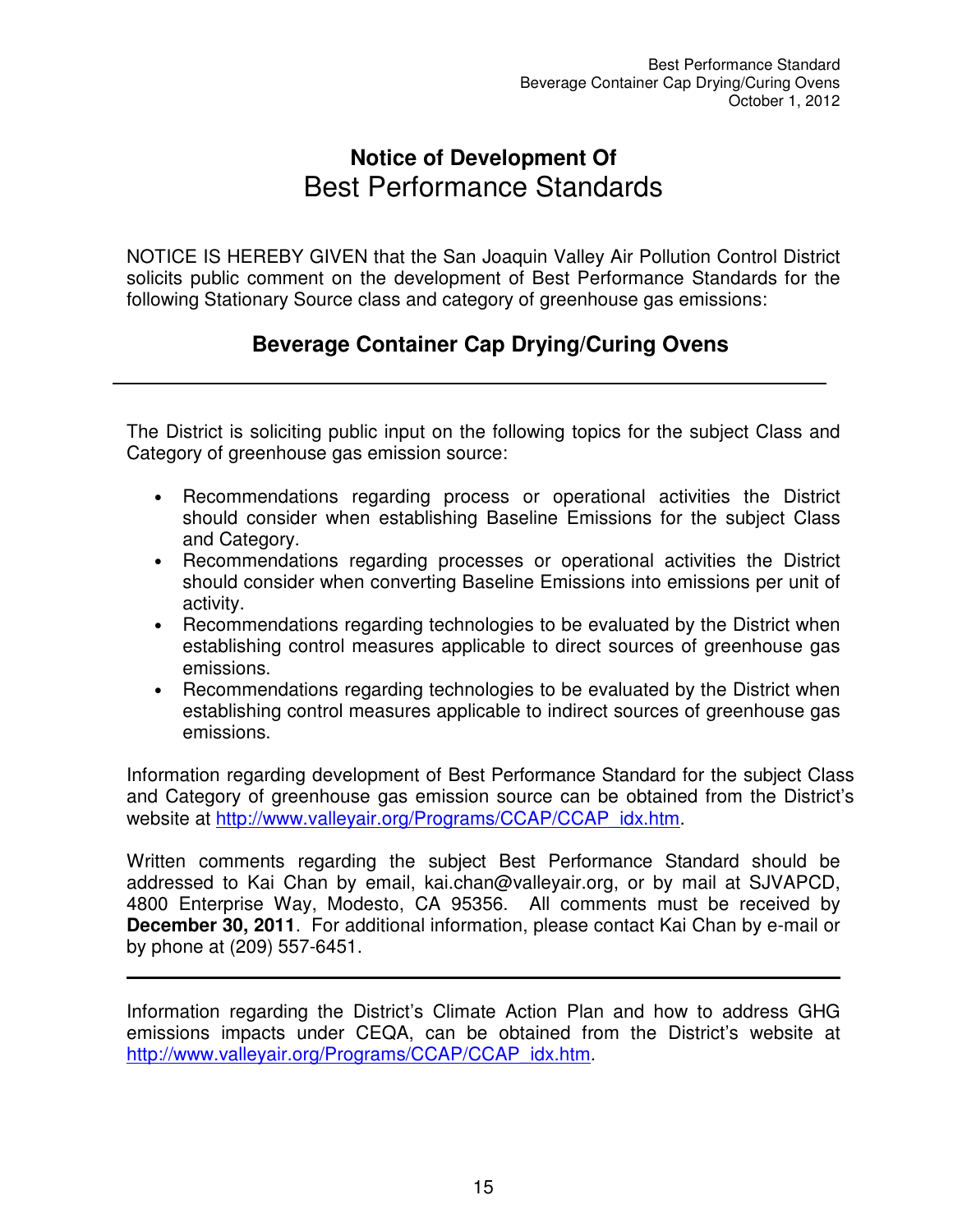# Notice of Development Of
# Best Performance Standards

NOTICE IS HEREBY GIVEN that the San Joaquin Valley Air Pollution Control District solicits public comment on the development of Best Performance Standards for the following Stationary Source class and category of greenhouse gas emissions:

## Beverage Container Cap Drying/Curing Ovens

---

The District is soliciting public input on the following topics for the subject Class and Category of greenhouse gas emission source:

- Recommendations regarding process or operational activities the District should consider when establishing Baseline Emissions for the subject Class and Category.
- Recommendations regarding processes or operational activities the District should consider when converting Baseline Emissions into emissions per unit of activity.
- Recommendations regarding technologies to be evaluated by the District when establishing control measures applicable to direct sources of greenhouse gas emissions.
- Recommendations regarding technologies to be evaluated by the District when establishing control measures applicable to indirect sources of greenhouse gas emissions.

Information regarding development of Best Performance Standard for the subject Class and Category of greenhouse gas emission source can be obtained from the District's website at http://www.valleyair.org/Programs/CCAP/CCAP_idx.htm.

Written comments regarding the subject Best Performance Standard should be addressed to Kai Chan by email, kai.chan@valleyair.org, or by mail at SJVAPCD, 4800 Enterprise Way, Modesto, CA 95356. All comments must be received by **December 30, 2011**. For additional information, please contact Kai Chan by e-mail or by phone at (209) 557-6451.

---

Information regarding the District's Climate Action Plan and how to address GHG emissions impacts under CEQA, can be obtained from the District's website at http://www.valleyair.org/Programs/CCAP/CCAP_idx.htm.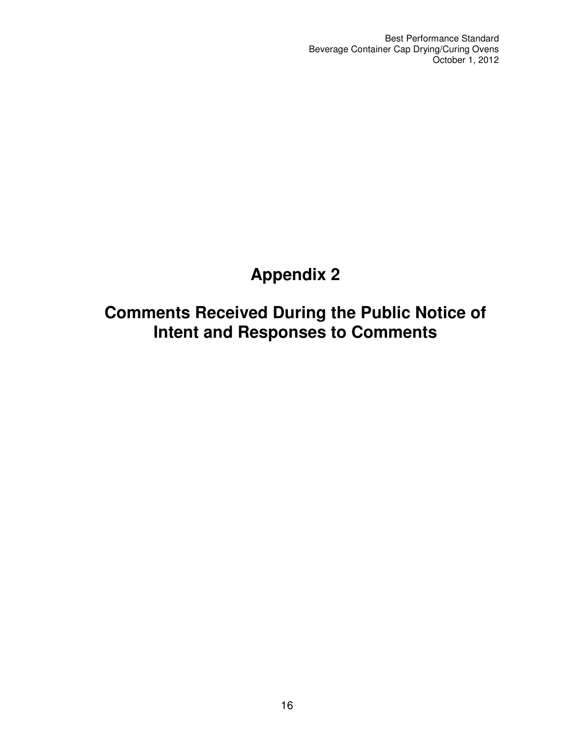# Appendix 2

# Comments Received During the Public Notice of Intent and Responses to Comments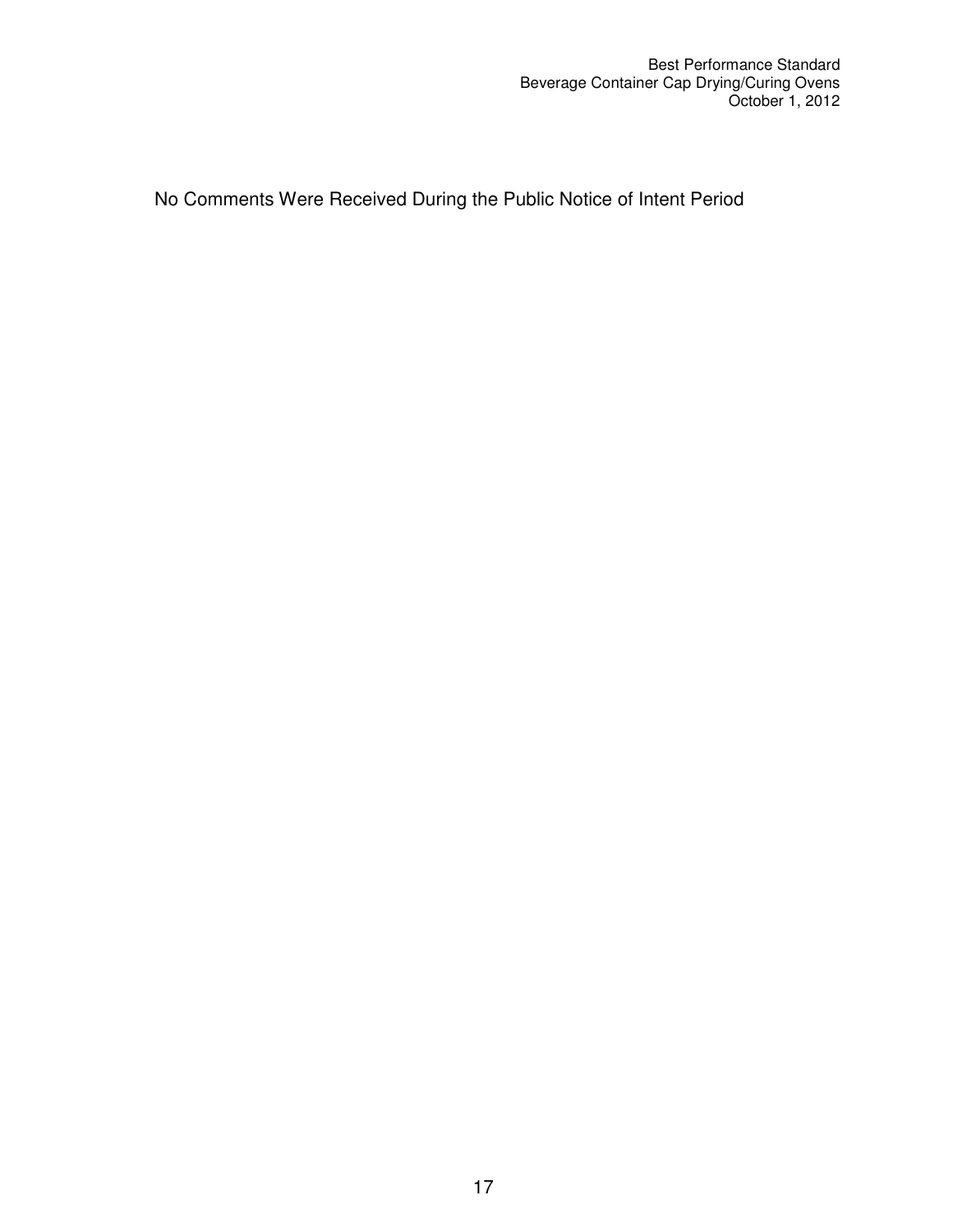No Comments Were Received During the Public Notice of Intent Period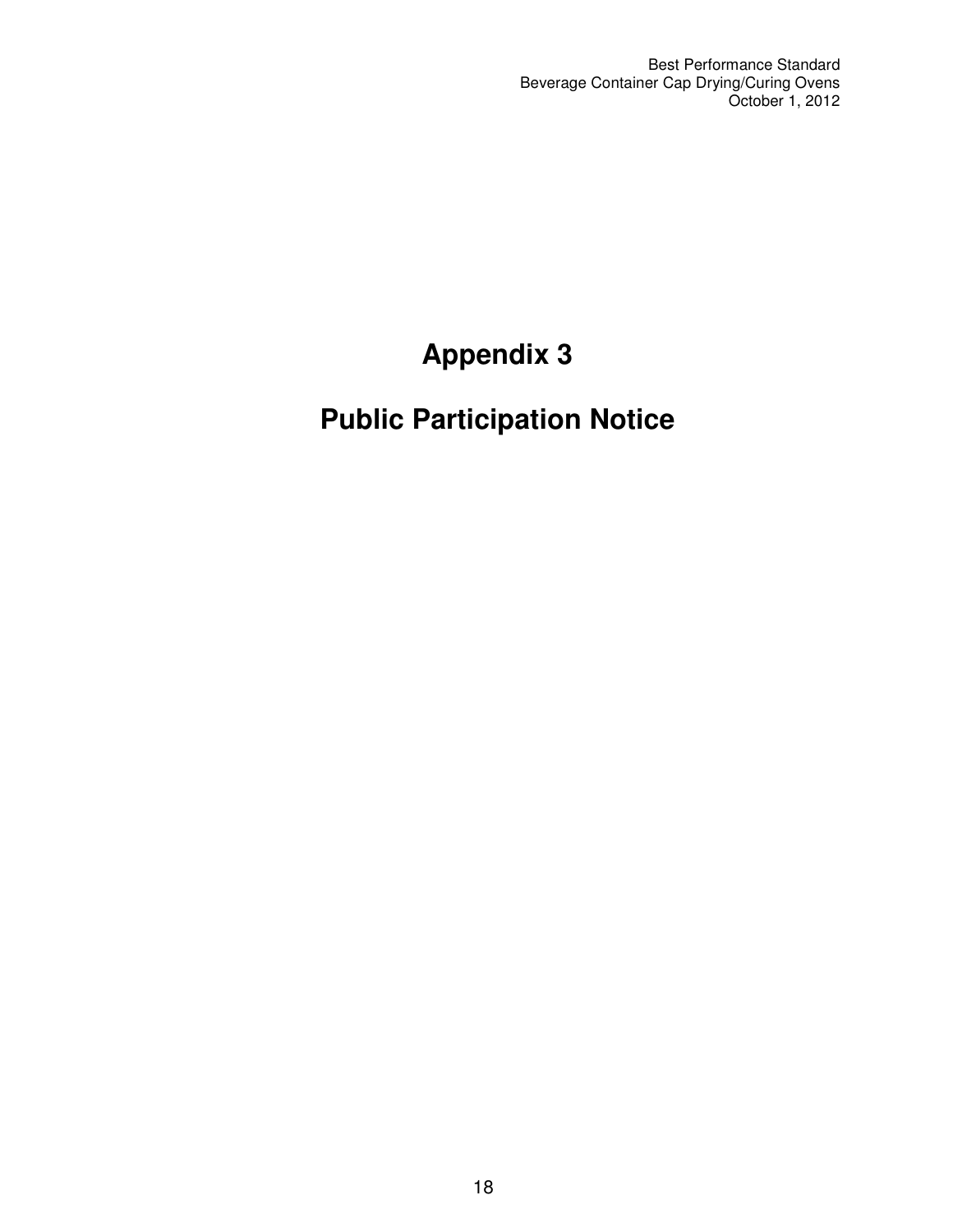# Appendix 3

# Public Participation Notice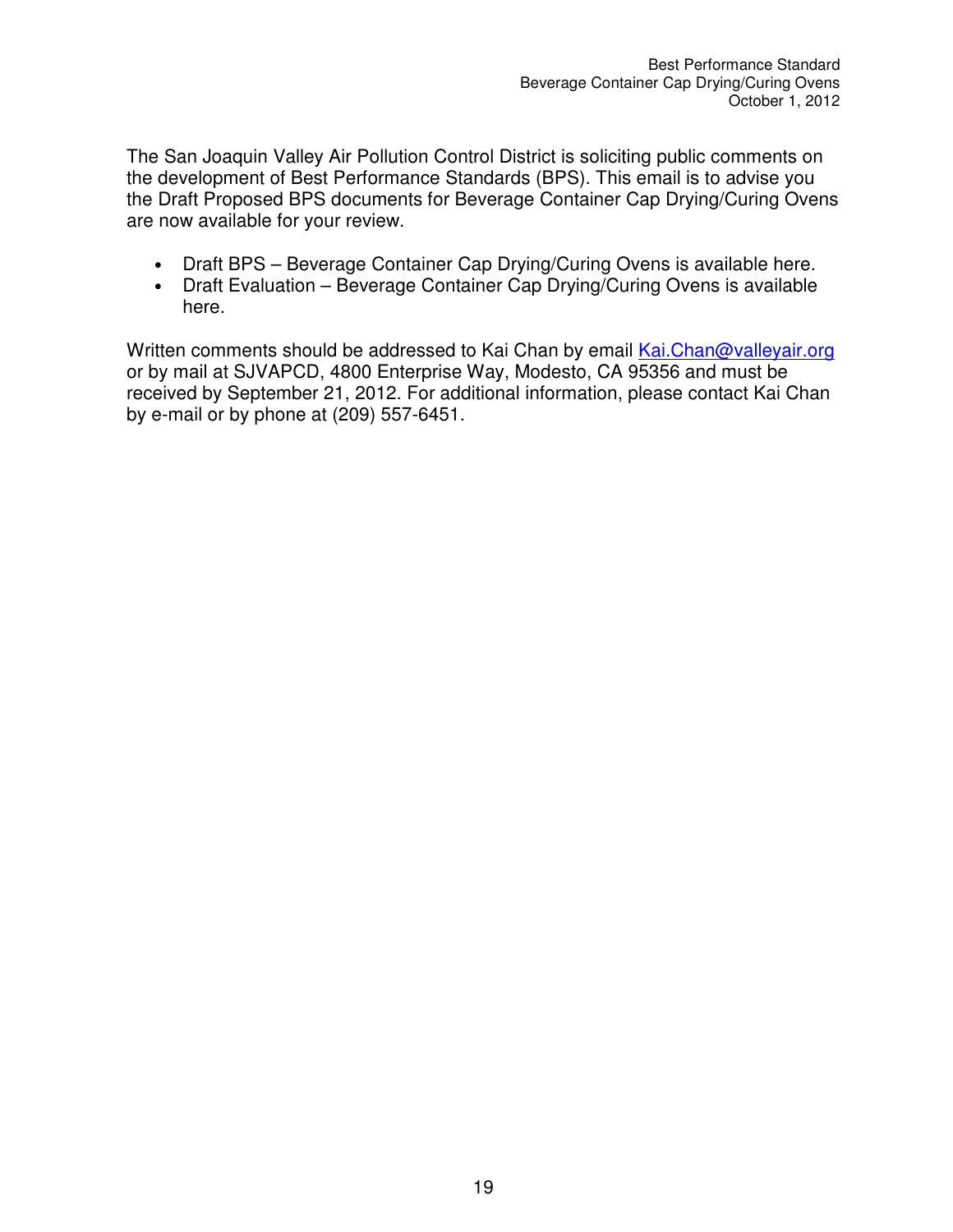The San Joaquin Valley Air Pollution Control District is soliciting public comments on the development of Best Performance Standards (BPS). This email is to advise you the Draft Proposed BPS documents for Beverage Container Cap Drying/Curing Ovens are now available for your review.

- Draft BPS – Beverage Container Cap Drying/Curing Ovens is available here.
- Draft Evaluation – Beverage Container Cap Drying/Curing Ovens is available here.

Written comments should be addressed to Kai Chan by email Kai.Chan@valleyair.org or by mail at SJVAPCD, 4800 Enterprise Way, Modesto, CA 95356 and must be received by September 21, 2012. For additional information, please contact Kai Chan by e-mail or by phone at (209) 557-6451.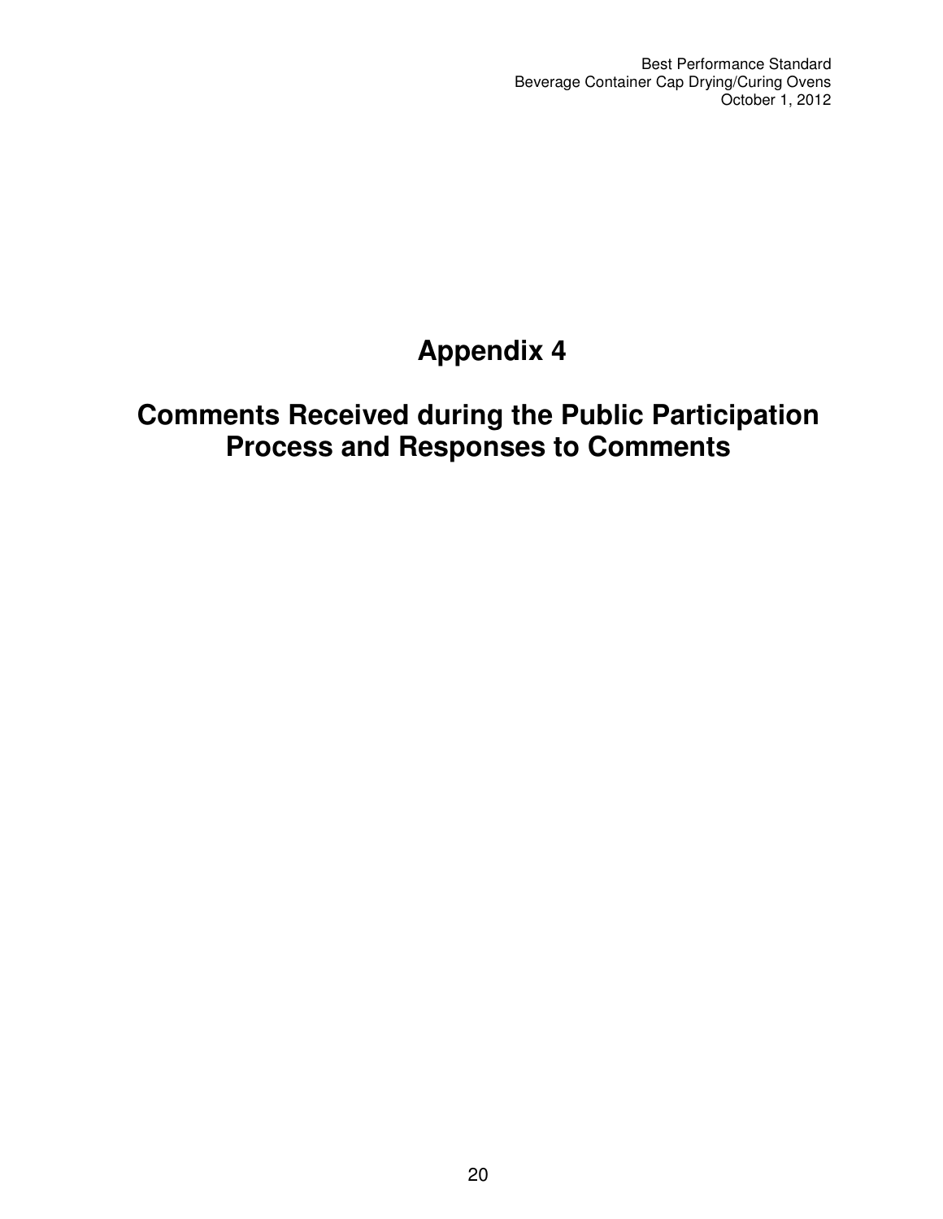# Appendix 4

# Comments Received during the Public Participation Process and Responses to Comments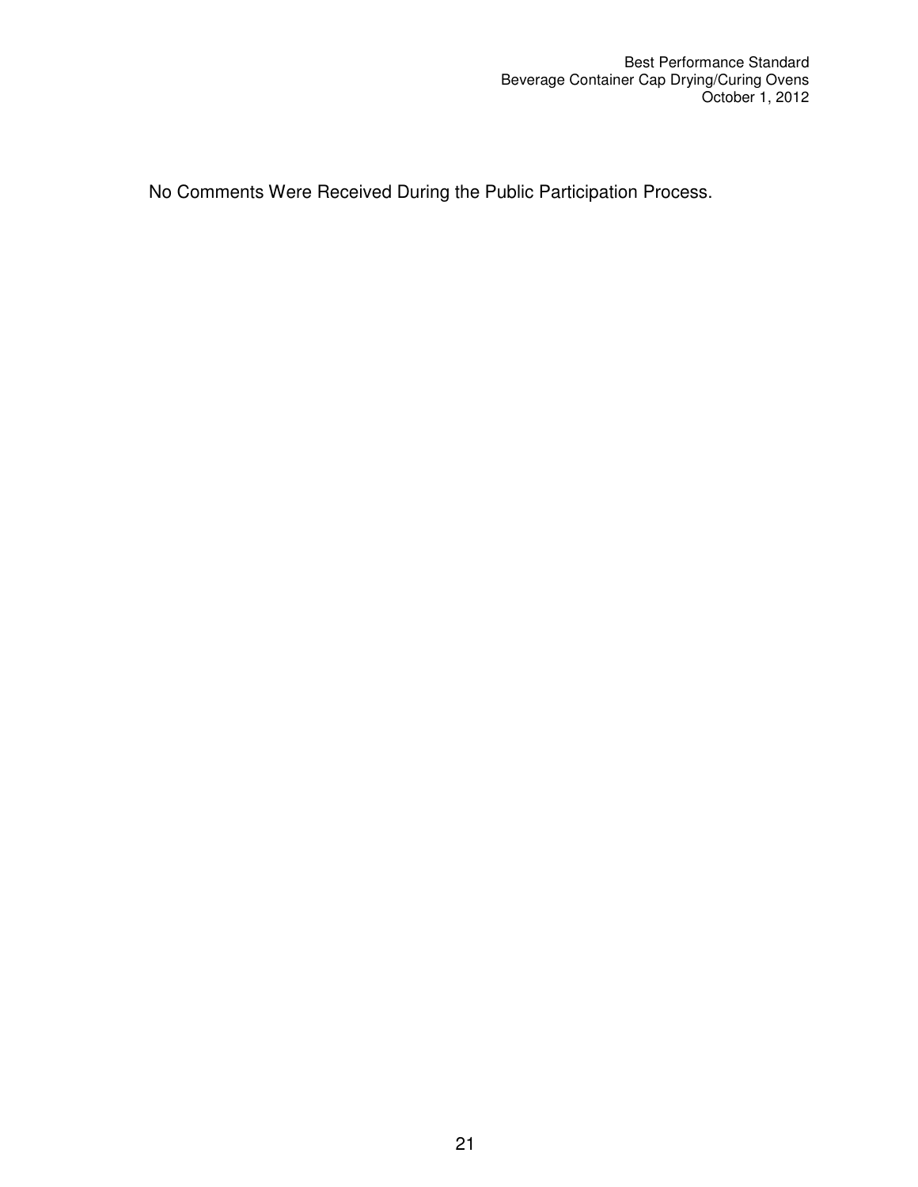No Comments Were Received During the Public Participation Process.